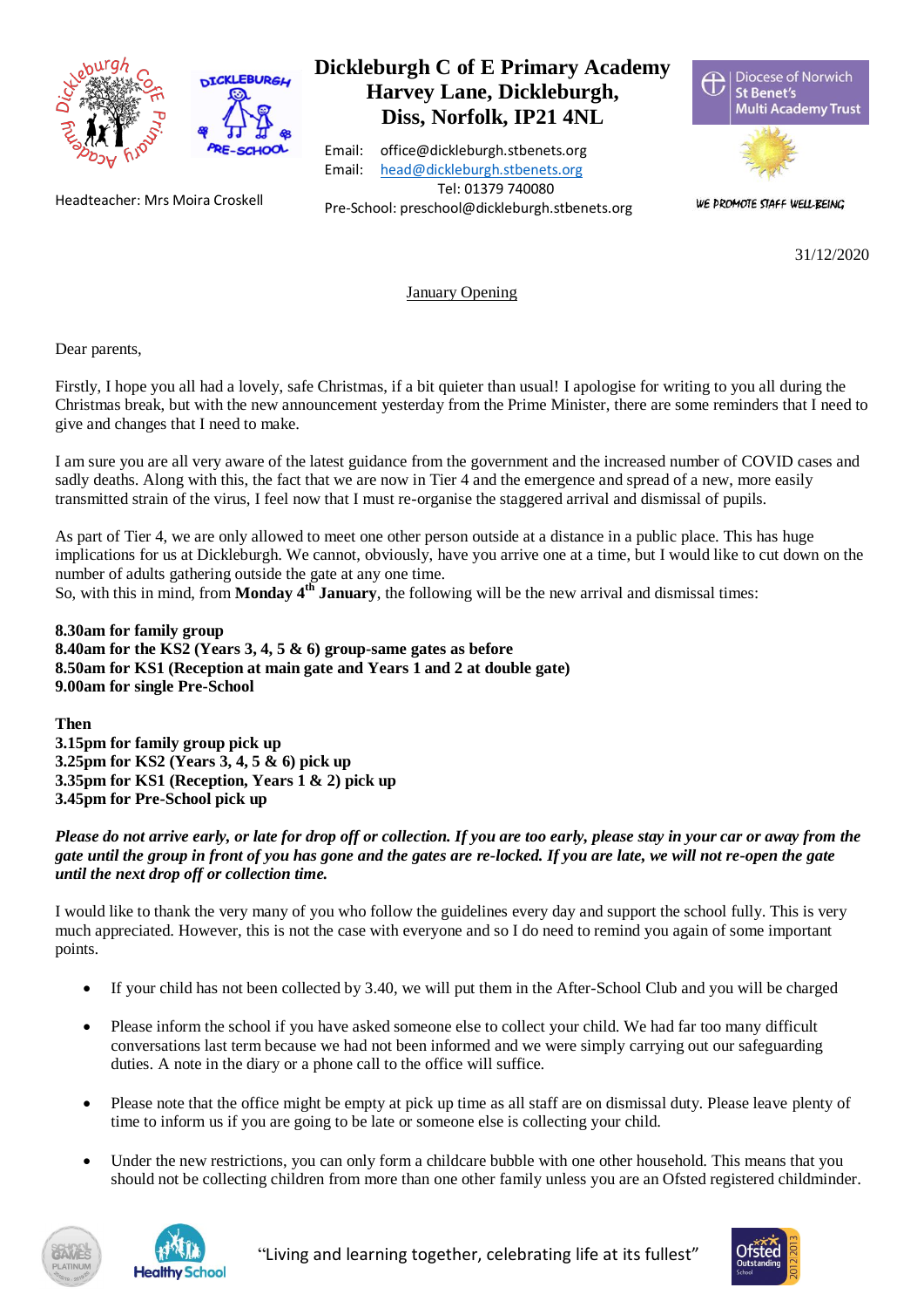# Dickleburgh C of E Primary Academy
## Harvey Lane, Dickleburgh, Diss, Norfolk, IP21 4NL

Email: office@dickleburgh.stbenets.org
Email: head@dickleburgh.stbenets.org
Tel: 01379 740080
Pre-School: preschool@dickleburgh.stbenets.org

Headteacher: Mrs Moira Croskell

Diocese of Norwich St Benet's Multi Academy Trust

WE PROMOTE STAFF WELL-BEING

31/12/2020

January Opening

Dear parents,

Firstly, I hope you all had a lovely, safe Christmas, if a bit quieter than usual! I apologise for writing to you all during the Christmas break, but with the new announcement yesterday from the Prime Minister, there are some reminders that I need to give and changes that I need to make.

I am sure you are all very aware of the latest guidance from the government and the increased number of COVID cases and sadly deaths. Along with this, the fact that we are now in Tier 4 and the emergence and spread of a new, more easily transmitted strain of the virus, I feel now that I must re-organise the staggered arrival and dismissal of pupils.

As part of Tier 4, we are only allowed to meet one other person outside at a distance in a public place. This has huge implications for us at Dickleburgh. We cannot, obviously, have you arrive one at a time, but I would like to cut down on the number of adults gathering outside the gate at any one time.
So, with this in mind, from **Monday 4th January**, the following will be the new arrival and dismissal times:

**8.30am for family group**
**8.40am for the KS2 (Years 3, 4, 5 & 6) group-same gates as before**
**8.50am for KS1 (Reception at main gate and Years 1 and 2 at double gate)**
**9.00am for single Pre-School**

**Then**
**3.15pm for family group pick up**
**3.25pm for KS2 (Years 3, 4, 5 & 6) pick up**
**3.35pm for KS1 (Reception, Years 1 & 2) pick up**
**3.45pm for Pre-School pick up**

***Please do not arrive early, or late for drop off or collection. If you are too early, please stay in your car or away from the gate until the group in front of you has gone and the gates are re-locked. If you are late, we will not re-open the gate until the next drop off or collection time.***

I would like to thank the very many of you who follow the guidelines every day and support the school fully. This is very much appreciated. However, this is not the case with everyone and so I do need to remind you again of some important points.

- If your child has not been collected by 3.40, we will put them in the After-School Club and you will be charged
- Please inform the school if you have asked someone else to collect your child. We had far too many difficult conversations last term because we had not been informed and we were simply carrying out our safeguarding duties. A note in the diary or a phone call to the office will suffice.
- Please note that the office might be empty at pick up time as all staff are on dismissal duty. Please leave plenty of time to inform us if you are going to be late or someone else is collecting your child.
- Under the new restrictions, you can only form a childcare bubble with one other household. This means that you should not be collecting children from more than one other family unless you are an Ofsted registered childminder.

"Living and learning together, celebrating life at its fullest"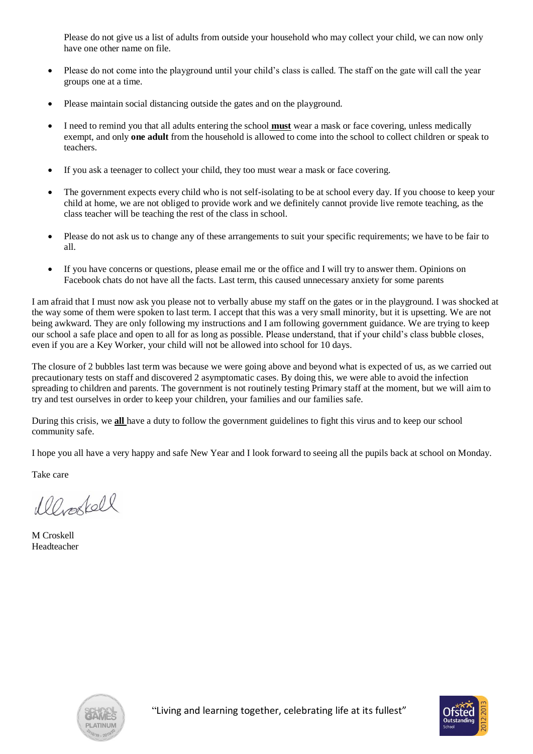Please do not give us a list of adults from outside your household who may collect your child, we can now only have one other name on file.

- Please do not come into the playground until your child's class is called. The staff on the gate will call the year groups one at a time.
- Please maintain social distancing outside the gates and on the playground.
- I need to remind you that all adults entering the school **must** wear a mask or face covering, unless medically exempt, and only **one adult** from the household is allowed to come into the school to collect children or speak to teachers.
- If you ask a teenager to collect your child, they too must wear a mask or face covering.
- The government expects every child who is not self-isolating to be at school every day. If you choose to keep your child at home, we are not obliged to provide work and we definitely cannot provide live remote teaching, as the class teacher will be teaching the rest of the class in school.
- Please do not ask us to change any of these arrangements to suit your specific requirements; we have to be fair to all.
- If you have concerns or questions, please email me or the office and I will try to answer them. Opinions on Facebook chats do not have all the facts. Last term, this caused unnecessary anxiety for some parents

I am afraid that I must now ask you please not to verbally abuse my staff on the gates or in the playground. I was shocked at the way some of them were spoken to last term. I accept that this was a very small minority, but it is upsetting. We are not being awkward. They are only following my instructions and I am following government guidance. We are trying to keep our school a safe place and open to all for as long as possible. Please understand, that if your child's class bubble closes, even if you are a Key Worker, your child will not be allowed into school for 10 days.

The closure of 2 bubbles last term was because we were going above and beyond what is expected of us, as we carried out precautionary tests on staff and discovered 2 asymptomatic cases. By doing this, we were able to avoid the infection spreading to children and parents. The government is not routinely testing Primary staff at the moment, but we will aim to try and test ourselves in order to keep your children, your families and our families safe.

During this crisis, we **all** have a duty to follow the government guidelines to fight this virus and to keep our school community safe.

I hope you all have a very happy and safe New Year and I look forward to seeing all the pupils back at school on Monday.

Take care

M Croskell
Headteacher

"Living and learning together, celebrating life at its fullest"